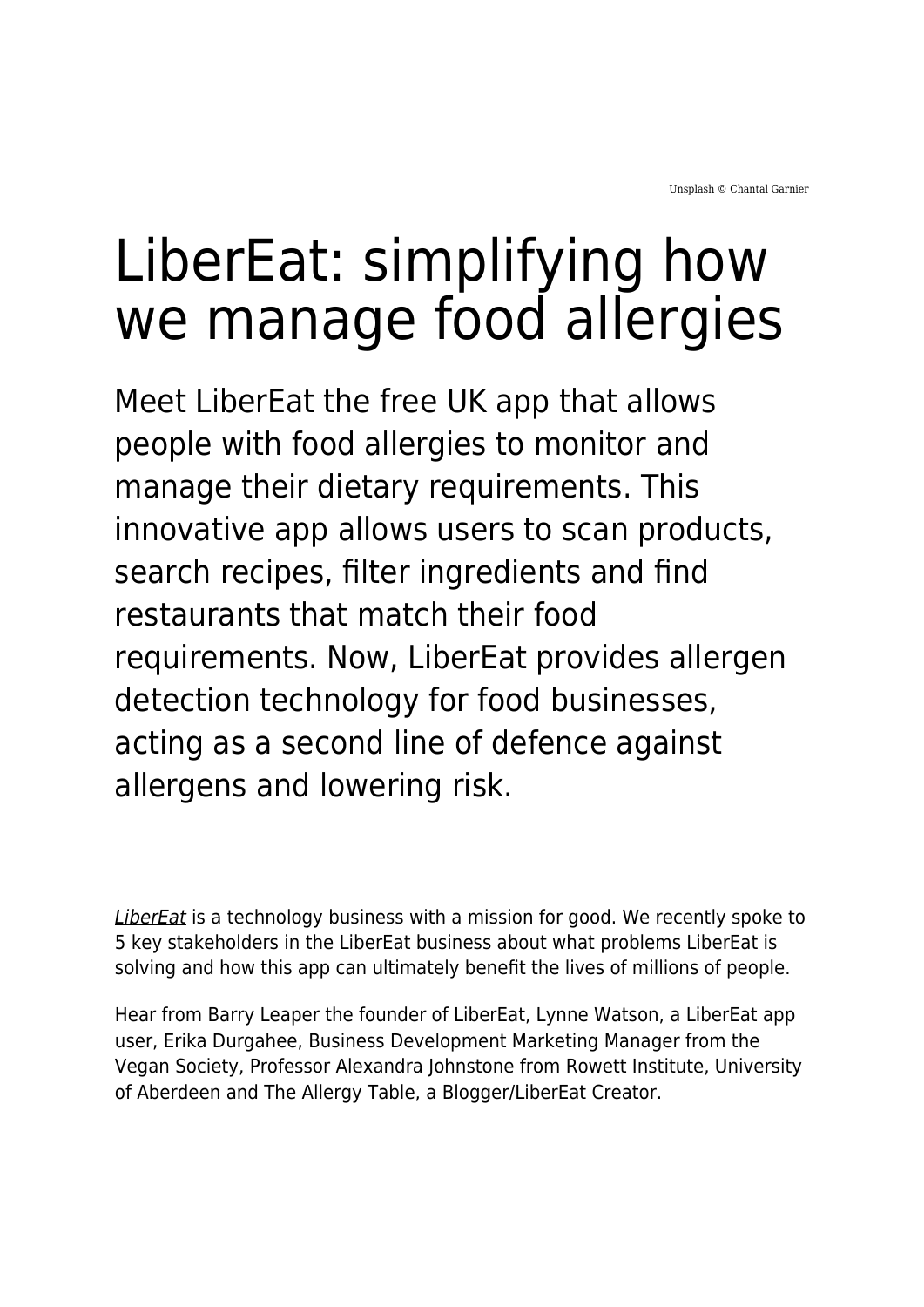Unsplash © Chantal Garnier

# LiberEat: simplifying how we manage food allergies

## Meet LiberEat the free UK app that allows people with food allergies to monitor and manage their dietary requirements. This innovative app allows users to scan products, search recipes, filter ingredients and find restaurants that match their food requirements. Now, LiberEat provides allergen detection technology for food businesses, acting as a second line of defence against allergens and lowering risk.

---

*LiberEat* is a technology business with a mission for good. We recently spoke to 5 key stakeholders in the LiberEat business about what problems LiberEat is solving and how this app can ultimately benefit the lives of millions of people.

Hear from Barry Leaper the founder of LiberEat, Lynne Watson, a LiberEat app user, Erika Durgahee, Business Development Marketing Manager from the Vegan Society, Professor Alexandra Johnstone from Rowett Institute, University of Aberdeen and The Allergy Table, a Blogger/LiberEat Creator.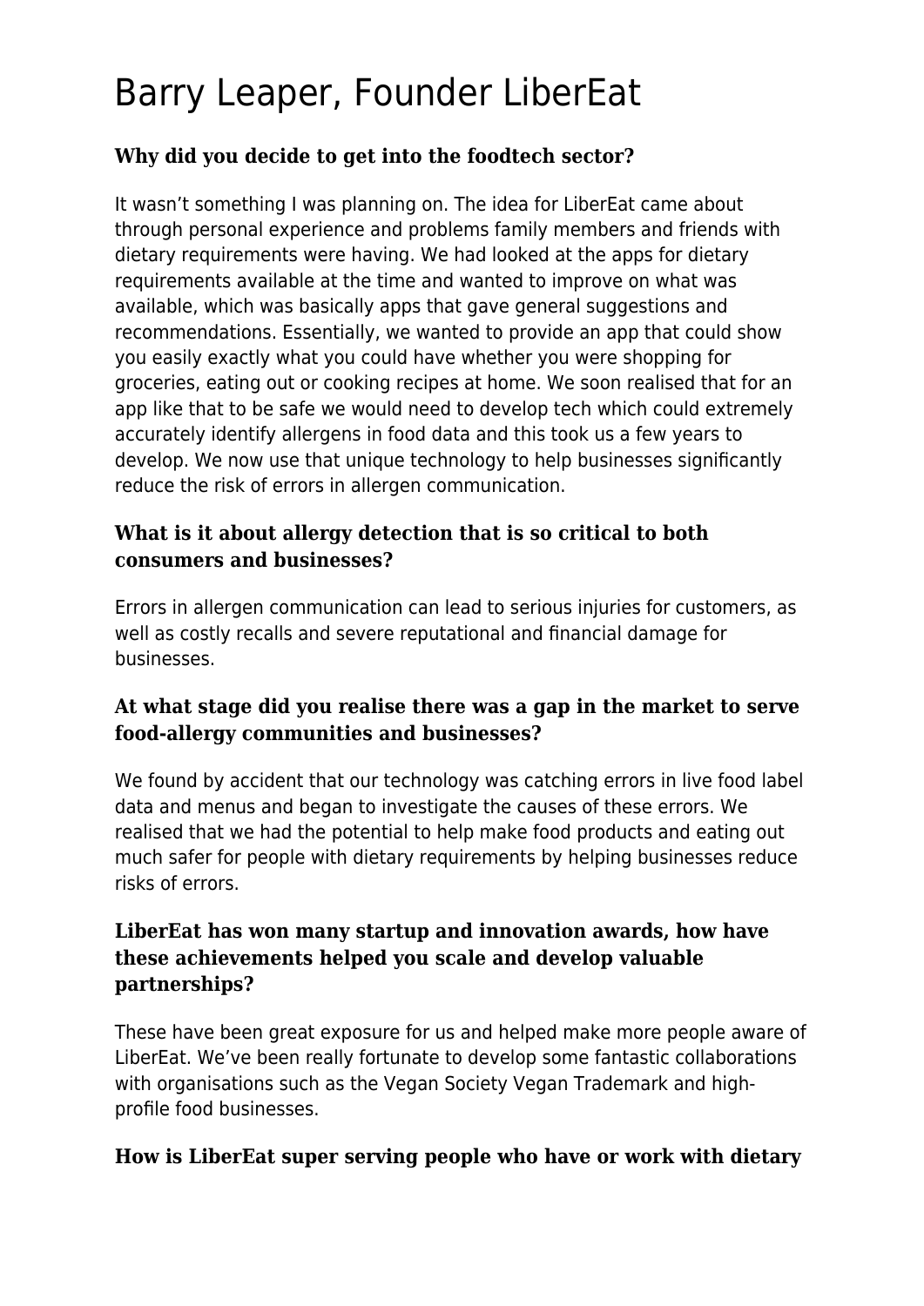# Barry Leaper, Founder LiberEat

### Why did you decide to get into the foodtech sector?

It wasn't something I was planning on. The idea for LiberEat came about through personal experience and problems family members and friends with dietary requirements were having. We had looked at the apps for dietary requirements available at the time and wanted to improve on what was available, which was basically apps that gave general suggestions and recommendations. Essentially, we wanted to provide an app that could show you easily exactly what you could have whether you were shopping for groceries, eating out or cooking recipes at home. We soon realised that for an app like that to be safe we would need to develop tech which could extremely accurately identify allergens in food data and this took us a few years to develop. We now use that unique technology to help businesses significantly reduce the risk of errors in allergen communication.

### What is it about allergy detection that is so critical to both consumers and businesses?

Errors in allergen communication can lead to serious injuries for customers, as well as costly recalls and severe reputational and financial damage for businesses.

### At what stage did you realise there was a gap in the market to serve food-allergy communities and businesses?

We found by accident that our technology was catching errors in live food label data and menus and began to investigate the causes of these errors. We realised that we had the potential to help make food products and eating out much safer for people with dietary requirements by helping businesses reduce risks of errors.

### LiberEat has won many startup and innovation awards, how have these achievements helped you scale and develop valuable partnerships?

These have been great exposure for us and helped make more people aware of LiberEat. We've been really fortunate to develop some fantastic collaborations with organisations such as the Vegan Society Vegan Trademark and high-profile food businesses.

### How is LiberEat super serving people who have or work with dietary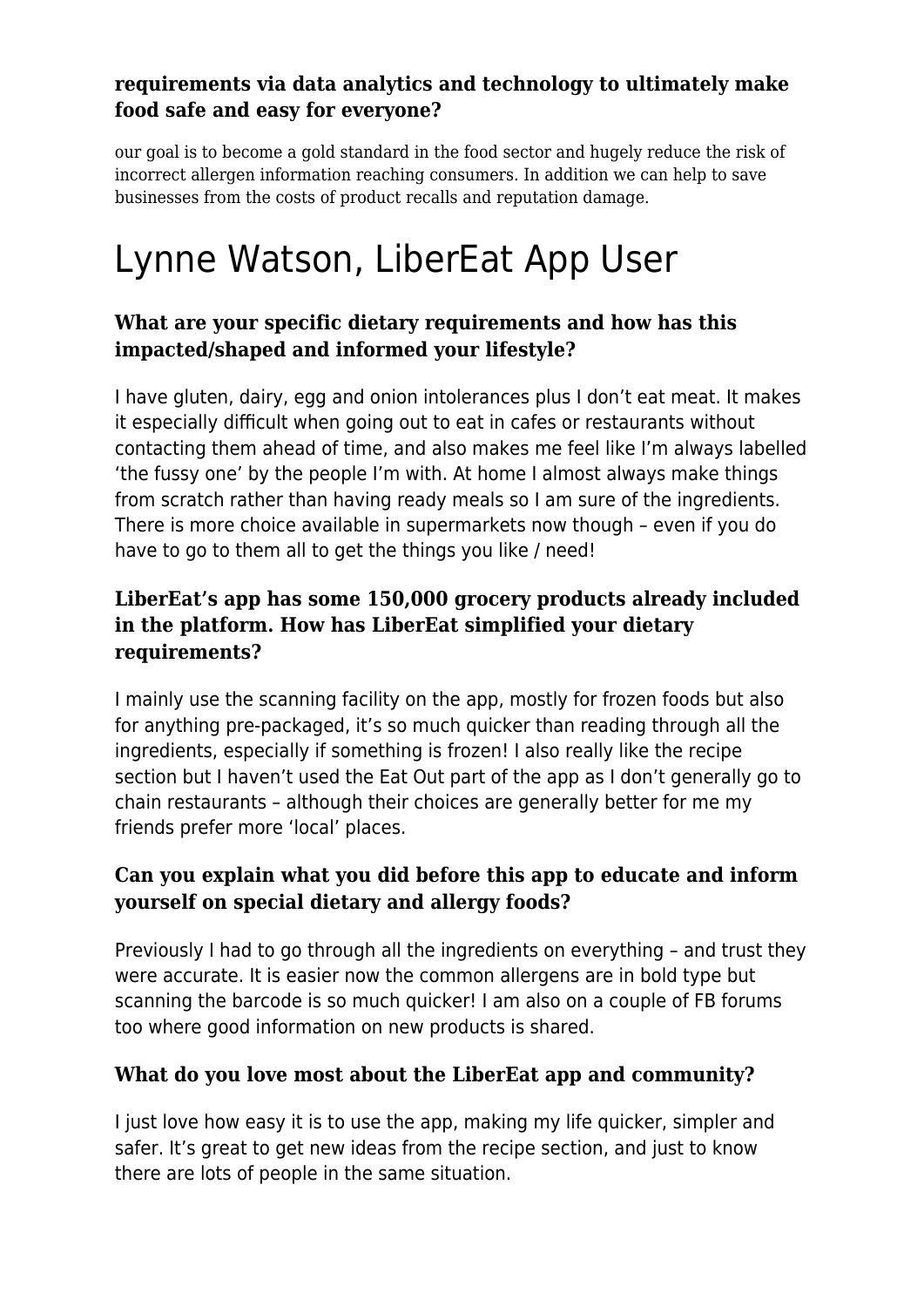**requirements via data analytics and technology to ultimately make food safe and easy for everyone?**

our goal is to become a gold standard in the food sector and hugely reduce the risk of incorrect allergen information reaching consumers. In addition we can help to save businesses from the costs of product recalls and reputation damage.

# Lynne Watson, LiberEat App User

### What are your specific dietary requirements and how has this impacted/shaped and informed your lifestyle?

I have gluten, dairy, egg and onion intolerances plus I don't eat meat. It makes it especially difficult when going out to eat in cafes or restaurants without contacting them ahead of time, and also makes me feel like I'm always labelled 'the fussy one' by the people I'm with. At home I almost always make things from scratch rather than having ready meals so I am sure of the ingredients. There is more choice available in supermarkets now though – even if you do have to go to them all to get the things you like / need!

### LiberEat's app has some 150,000 grocery products already included in the platform. How has LiberEat simplified your dietary requirements?

I mainly use the scanning facility on the app, mostly for frozen foods but also for anything pre-packaged, it's so much quicker than reading through all the ingredients, especially if something is frozen! I also really like the recipe section but I haven't used the Eat Out part of the app as I don't generally go to chain restaurants – although their choices are generally better for me my friends prefer more 'local' places.

### Can you explain what you did before this app to educate and inform yourself on special dietary and allergy foods?

Previously I had to go through all the ingredients on everything – and trust they were accurate. It is easier now the common allergens are in bold type but scanning the barcode is so much quicker! I am also on a couple of FB forums too where good information on new products is shared.

### What do you love most about the LiberEat app and community?

I just love how easy it is to use the app, making my life quicker, simpler and safer. It's great to get new ideas from the recipe section, and just to know there are lots of people in the same situation.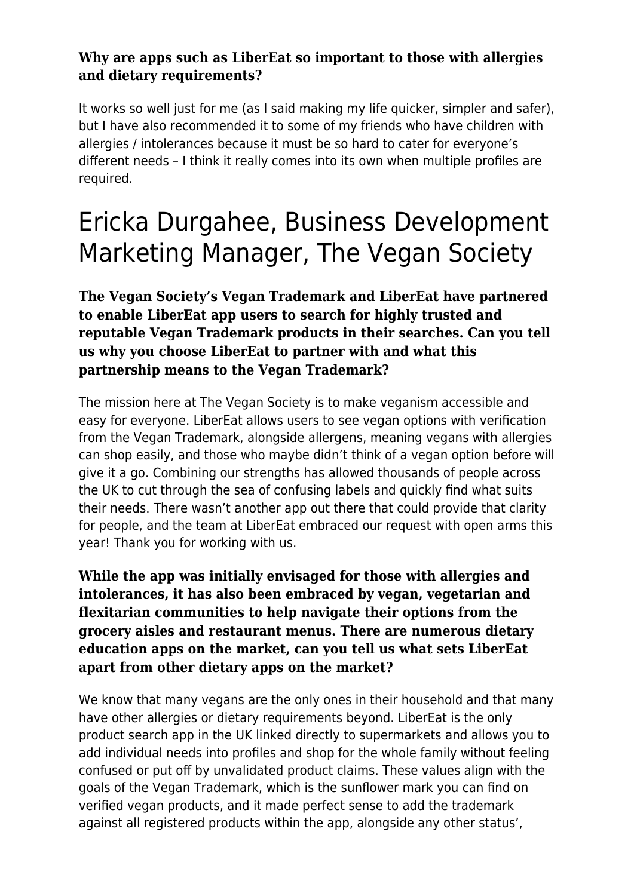**Why are apps such as LiberEat so important to those with allergies and dietary requirements?**

It works so well just for me (as I said making my life quicker, simpler and safer), but I have also recommended it to some of my friends who have children with allergies / intolerances because it must be so hard to cater for everyone's different needs – I think it really comes into its own when multiple profiles are required.

# Ericka Durgahee, Business Development Marketing Manager, The Vegan Society

**The Vegan Society's Vegan Trademark and LiberEat have partnered to enable LiberEat app users to search for highly trusted and reputable Vegan Trademark products in their searches. Can you tell us why you choose LiberEat to partner with and what this partnership means to the Vegan Trademark?**

The mission here at The Vegan Society is to make veganism accessible and easy for everyone. LiberEat allows users to see vegan options with verification from the Vegan Trademark, alongside allergens, meaning vegans with allergies can shop easily, and those who maybe didn't think of a vegan option before will give it a go. Combining our strengths has allowed thousands of people across the UK to cut through the sea of confusing labels and quickly find what suits their needs. There wasn't another app out there that could provide that clarity for people, and the team at LiberEat embraced our request with open arms this year! Thank you for working with us.

**While the app was initially envisaged for those with allergies and intolerances, it has also been embraced by vegan, vegetarian and flexitarian communities to help navigate their options from the grocery aisles and restaurant menus. There are numerous dietary education apps on the market, can you tell us what sets LiberEat apart from other dietary apps on the market?**

We know that many vegans are the only ones in their household and that many have other allergies or dietary requirements beyond. LiberEat is the only product search app in the UK linked directly to supermarkets and allows you to add individual needs into profiles and shop for the whole family without feeling confused or put off by unvalidated product claims. These values align with the goals of the Vegan Trademark, which is the sunflower mark you can find on verified vegan products, and it made perfect sense to add the trademark against all registered products within the app, alongside any other status',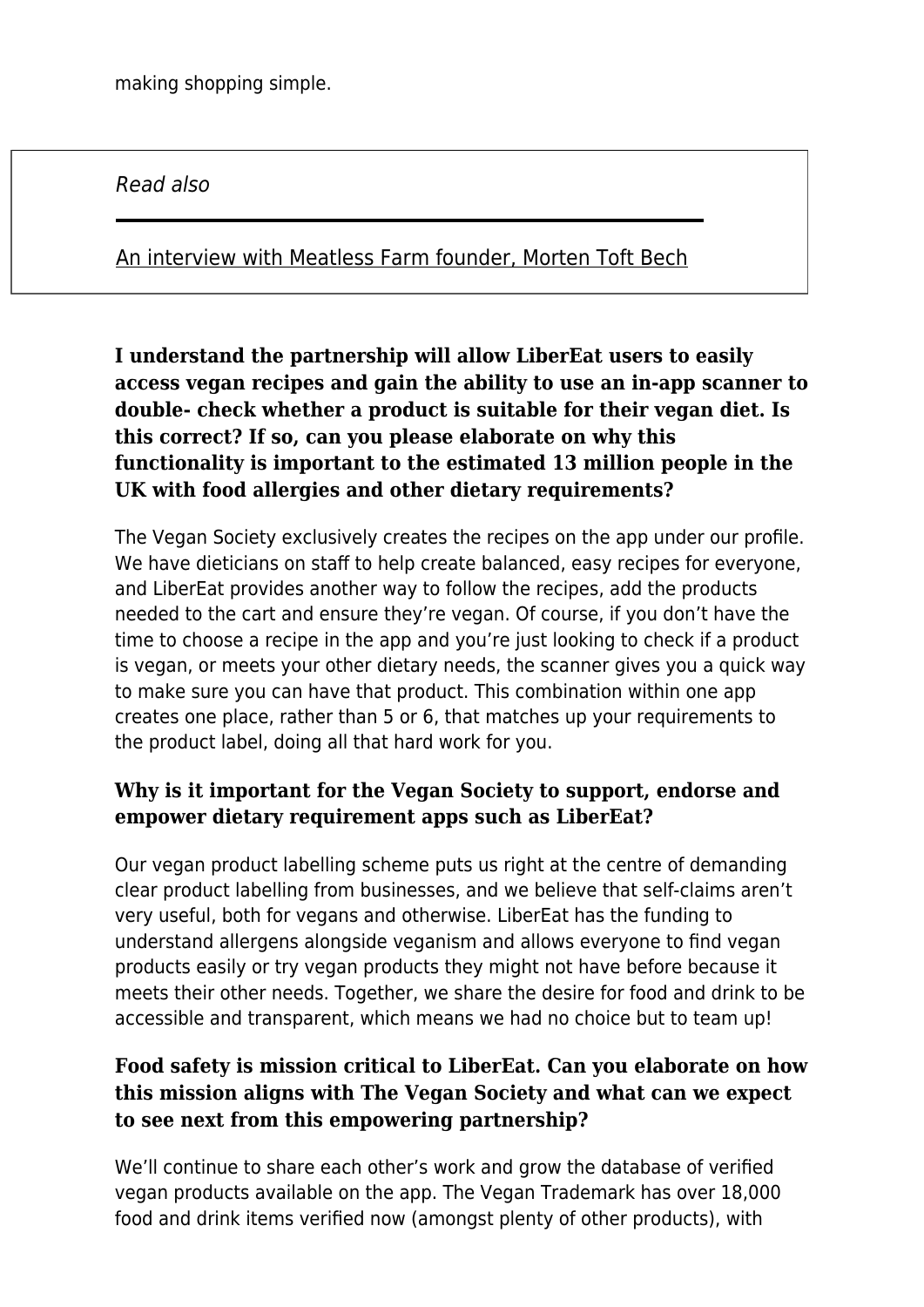making shopping simple.

*Read also*

An interview with Meatless Farm founder, Morten Toft Bech

**I understand the partnership will allow LiberEat users to easily access vegan recipes and gain the ability to use an in-app scanner to double- check whether a product is suitable for their vegan diet. Is this correct? If so, can you please elaborate on why this functionality is important to the estimated 13 million people in the UK with food allergies and other dietary requirements?**

The Vegan Society exclusively creates the recipes on the app under our profile. We have dieticians on staff to help create balanced, easy recipes for everyone, and LiberEat provides another way to follow the recipes, add the products needed to the cart and ensure they're vegan. Of course, if you don't have the time to choose a recipe in the app and you're just looking to check if a product is vegan, or meets your other dietary needs, the scanner gives you a quick way to make sure you can have that product. This combination within one app creates one place, rather than 5 or 6, that matches up your requirements to the product label, doing all that hard work for you.

**Why is it important for the Vegan Society to support, endorse and empower dietary requirement apps such as LiberEat?**

Our vegan product labelling scheme puts us right at the centre of demanding clear product labelling from businesses, and we believe that self-claims aren't very useful, both for vegans and otherwise. LiberEat has the funding to understand allergens alongside veganism and allows everyone to find vegan products easily or try vegan products they might not have before because it meets their other needs. Together, we share the desire for food and drink to be accessible and transparent, which means we had no choice but to team up!

**Food safety is mission critical to LiberEat. Can you elaborate on how this mission aligns with The Vegan Society and what can we expect to see next from this empowering partnership?**

We'll continue to share each other's work and grow the database of verified vegan products available on the app. The Vegan Trademark has over 18,000 food and drink items verified now (amongst plenty of other products), with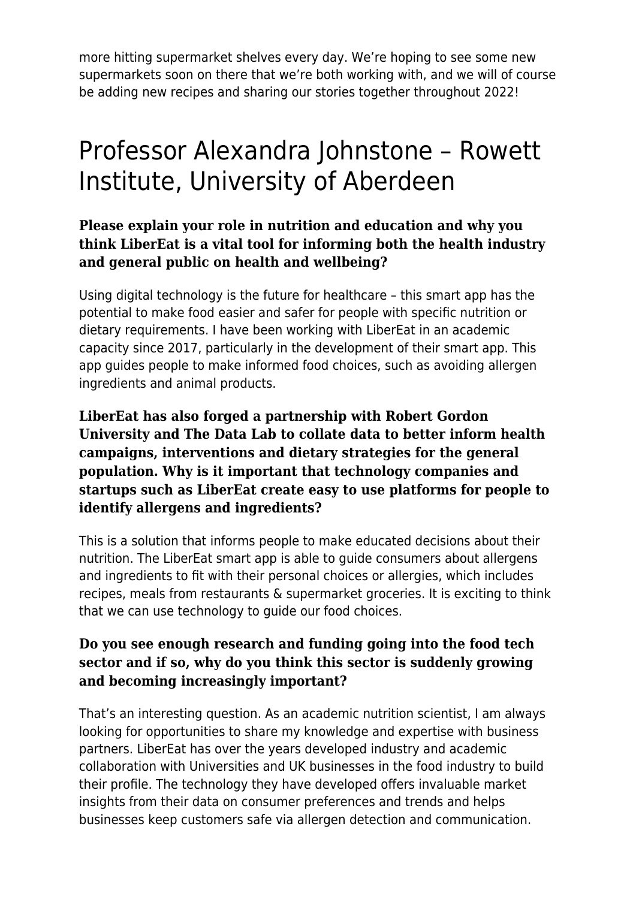more hitting supermarket shelves every day. We're hoping to see some new supermarkets soon on there that we're both working with, and we will of course be adding new recipes and sharing our stories together throughout 2022!

# Professor Alexandra Johnstone – Rowett Institute, University of Aberdeen

### Please explain your role in nutrition and education and why you think LiberEat is a vital tool for informing both the health industry and general public on health and wellbeing?

Using digital technology is the future for healthcare – this smart app has the potential to make food easier and safer for people with specific nutrition or dietary requirements. I have been working with LiberEat in an academic capacity since 2017, particularly in the development of their smart app. This app guides people to make informed food choices, such as avoiding allergen ingredients and animal products.

### LiberEat has also forged a partnership with Robert Gordon University and The Data Lab to collate data to better inform health campaigns, interventions and dietary strategies for the general population. Why is it important that technology companies and startups such as LiberEat create easy to use platforms for people to identify allergens and ingredients?

This is a solution that informs people to make educated decisions about their nutrition. The LiberEat smart app is able to guide consumers about allergens and ingredients to fit with their personal choices or allergies, which includes recipes, meals from restaurants & supermarket groceries. It is exciting to think that we can use technology to guide our food choices.

### Do you see enough research and funding going into the food tech sector and if so, why do you think this sector is suddenly growing and becoming increasingly important?

That's an interesting question. As an academic nutrition scientist, I am always looking for opportunities to share my knowledge and expertise with business partners. LiberEat has over the years developed industry and academic collaboration with Universities and UK businesses in the food industry to build their profile. The technology they have developed offers invaluable market insights from their data on consumer preferences and trends and helps businesses keep customers safe via allergen detection and communication.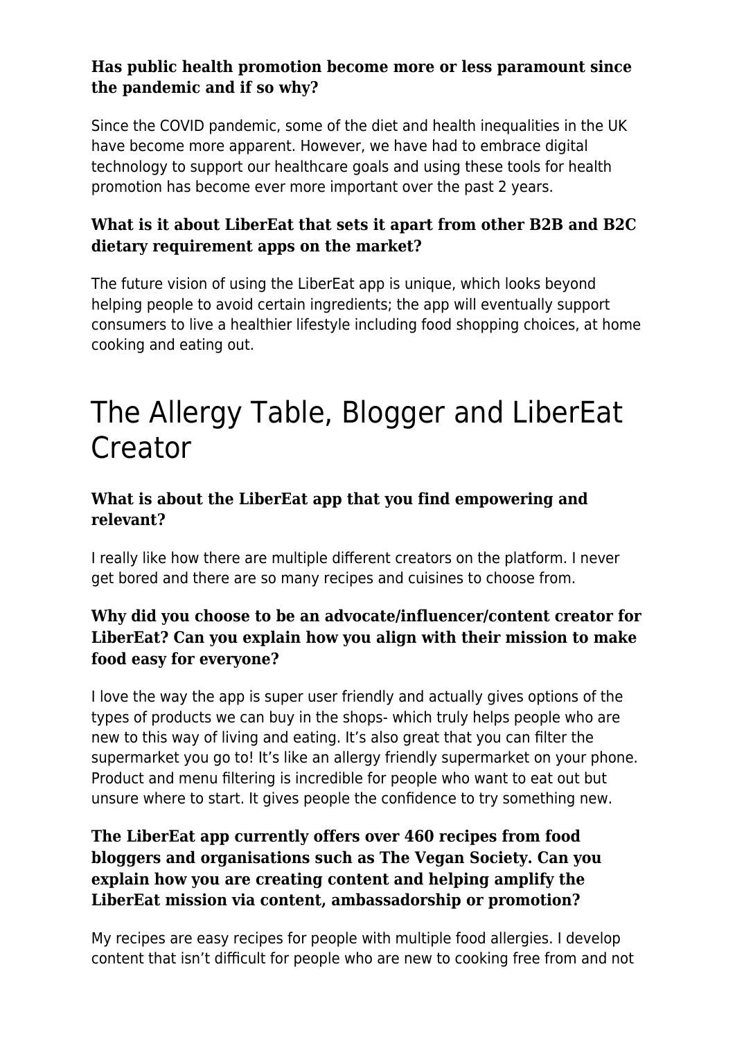### Has public health promotion become more or less paramount since the pandemic and if so why?

Since the COVID pandemic, some of the diet and health inequalities in the UK have become more apparent. However, we have had to embrace digital technology to support our healthcare goals and using these tools for health promotion has become ever more important over the past 2 years.

### What is it about LiberEat that sets it apart from other B2B and B2C dietary requirement apps on the market?

The future vision of using the LiberEat app is unique, which looks beyond helping people to avoid certain ingredients; the app will eventually support consumers to live a healthier lifestyle including food shopping choices, at home cooking and eating out.

# The Allergy Table, Blogger and LiberEat Creator

### What is about the LiberEat app that you find empowering and relevant?

I really like how there are multiple different creators on the platform. I never get bored and there are so many recipes and cuisines to choose from.

### Why did you choose to be an advocate/influencer/content creator for LiberEat? Can you explain how you align with their mission to make food easy for everyone?

I love the way the app is super user friendly and actually gives options of the types of products we can buy in the shops- which truly helps people who are new to this way of living and eating. It's also great that you can filter the supermarket you go to! It's like an allergy friendly supermarket on your phone. Product and menu filtering is incredible for people who want to eat out but unsure where to start. It gives people the confidence to try something new.

### The LiberEat app currently offers over 460 recipes from food bloggers and organisations such as The Vegan Society. Can you explain how you are creating content and helping amplify the LiberEat mission via content, ambassadorship or promotion?

My recipes are easy recipes for people with multiple food allergies. I develop content that isn't difficult for people who are new to cooking free from and not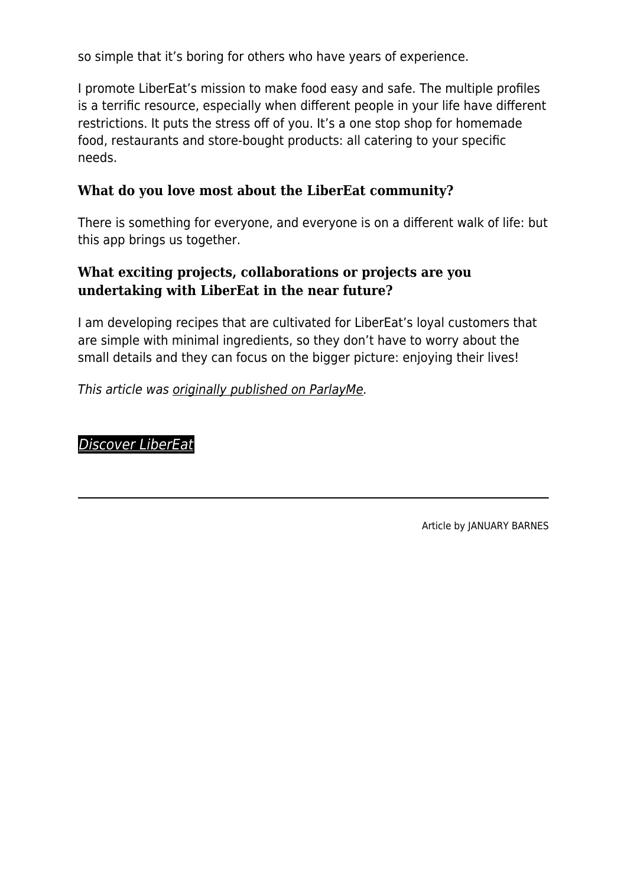so simple that it's boring for others who have years of experience.

I promote LiberEat's mission to make food easy and safe. The multiple profiles is a terrific resource, especially when different people in your life have different restrictions. It puts the stress off of you. It's a one stop shop for homemade food, restaurants and store-bought products: all catering to your specific needs.

### What do you love most about the LiberEat community?

There is something for everyone, and everyone is on a different walk of life: but this app brings us together.

### What exciting projects, collaborations or projects are you undertaking with LiberEat in the near future?

I am developing recipes that are cultivated for LiberEat's loyal customers that are simple with minimal ingredients, so they don't have to worry about the small details and they can focus on the bigger picture: enjoying their lives!

*This article was originally published on ParlayMe.*

*Discover LiberEat*

---

Article by JANUARY BARNES